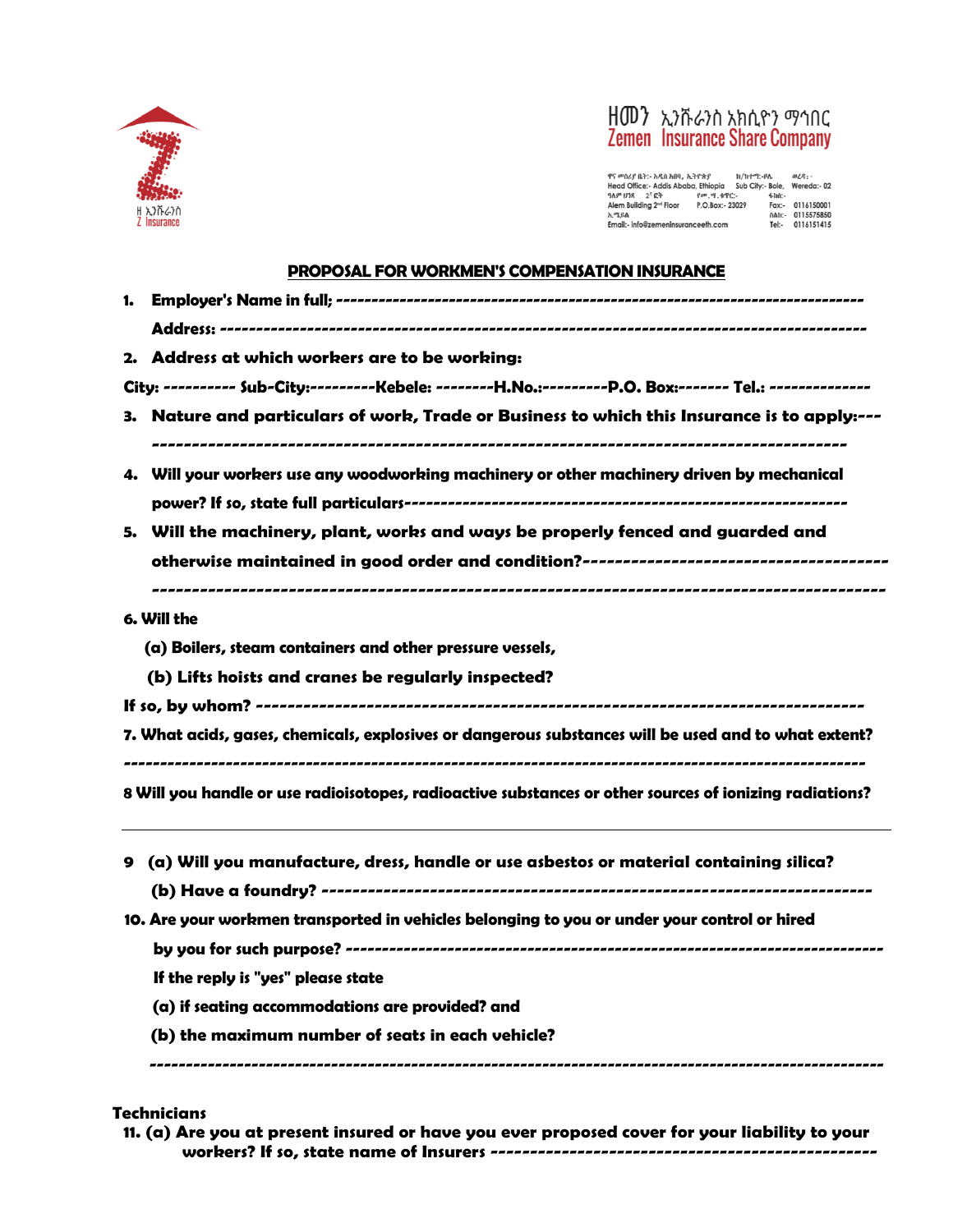H እንሹራንስ
Z Insurance

ዘመን ኢንሹራንስ አክሲዮን ማኅበር
Zemen Insurance Share Company

Head Office:- Addis Ababa, Ethiopia Sub City:- Bole, Wereda:- 02
Alem Building 2nd Floor P.O.Box:- 23029 Fax:- 0116150001
Email:- info@zemeninsuranceeth.com Tel:- 0115575850 Tel:- 0116151415

## PROPOSAL FOR WORKMEN'S COMPENSATION INSURANCE

1. **Employer's Name in full; ---------------------------------------------------------------------------**

   **Address: --------------------------------------------------------------------------------------------**

2. **Address at which workers are to be working:**

**City: ---------- Sub-City:---------Kebele: --------H.No.:---------P.O. Box:------- Tel.: -------------**

3. **Nature and particulars of work, Trade or Business to which this Insurance is to apply:---**

   **-------------------------------------------------------------------------------------------**

4. **Will your workers use any woodworking machinery or other machinery driven by mechanical power? If so, state full particulars------------------------------------------------------------**

5. **Will the machinery, plant, works and ways be properly fenced and guarded and otherwise maintained in good order and condition?--------------------------------------**

   **-------------------------------------------------------------------------------------------**

**6. Will the**

**(a) Boilers, steam containers and other pressure vessels,**

**(b) Lifts hoists and cranes be regularly inspected?**

**If so, by whom? ---------------------------------------------------------------------------**

**7. What acids, gases, chemicals, explosives or dangerous substances will be used and to what extent?**

**-----------------------------------------------------------------------------------------------**

**8 Will you handle or use radioisotopes, radioactive substances or other sources of ionizing radiations?**

---

**9 (a) Will you manufacture, dress, handle or use asbestos or material containing silica?**

**(b) Have a foundry? -----------------------------------------------------------------------**

**10. Are your workmen transported in vehicles belonging to you or under your control or hired by you for such purpose? -------------------------------------------------------------------------**

**If the reply is "yes" please state**

**(a) if seating accommodations are provided? and**

**(b) the maximum number of seats in each vehicle?**

**-------------------------------------------------------------------------------------------------**

**Technicians**

**11. (a) Are you at present insured or have you ever proposed cover for your liability to your workers? If so, state name of Insurers ------------------------------------------------**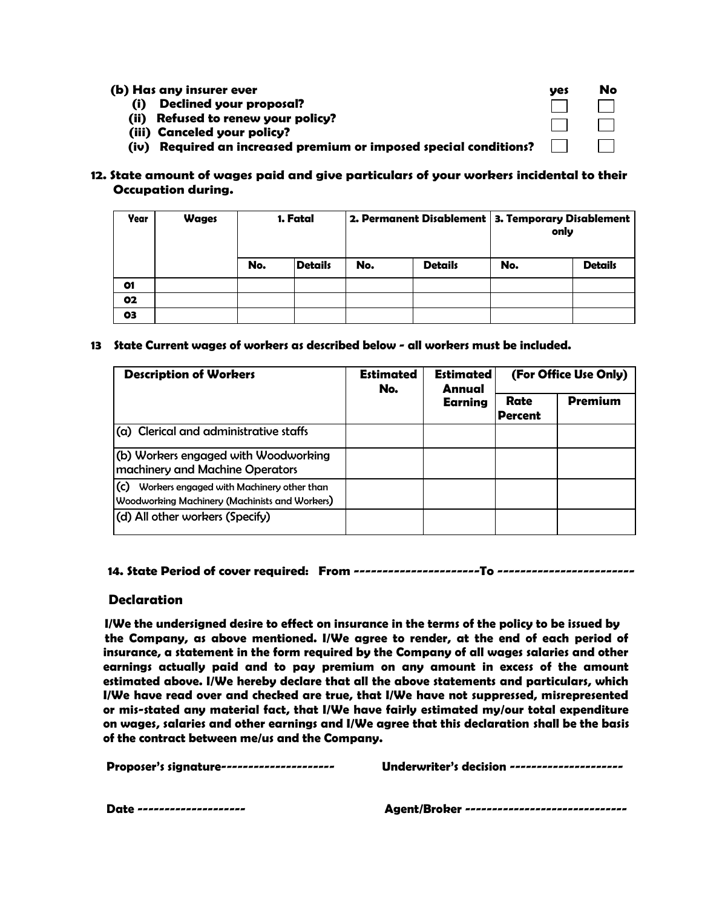**(b) Has any insurer ever**

| | yes | No |
|---|---|---|
| (i) Declined your proposal? | ☐ | ☐ |
| (ii) Refused to renew your policy? | ☐ | ☐ |
| (iii) Canceled your policy? | ☐ | ☐ |
| (iv) Required an increased premium or imposed special conditions? | ☐ | ☐ |

**12. State amount of wages paid and give particulars of your workers incidental to their Occupation during.**

| Year | Wages | 1. Fatal | | 2. Permanent Disablement | | 3. Temporary Disablement only | |
|---|---|---|---|---|---|---|---|
| | | No. | Details | No. | Details | No. | Details |
| 01 | | | | | | | |
| 02 | | | | | | | |
| 03 | | | | | | | |

**13 State Current wages of workers as described below - all workers must be included.**

| Description of Workers | Estimated No. | Estimated Annual Earning | (For Office Use Only) | |
|---|---|---|---|---|
| | | | Rate Percent | Premium |
| (a) Clerical and administrative staffs | | | | |
| (b) Workers engaged with Woodworking machinery and Machine Operators | | | | |
| (c) Workers engaged with Machinery other than Woodworking Machinery (Machinists and Workers) | | | | |
| (d) All other workers (Specify) | | | | |

**14. State Period of cover required: From ---------------------To -----------------------**

## Declaration

**I/We the undersigned desire to effect on insurance in the terms of the policy to be issued by the Company, as above mentioned. I/We agree to render, at the end of each period of insurance, a statement in the form required by the Company of all wages salaries and other earnings actually paid and to pay premium on any amount in excess of the amount estimated above. I/We hereby declare that all the above statements and particulars, which I/We have read over and checked are true, that I/We have not suppressed, misrepresented or mis-stated any material fact, that I/We have fairly estimated my/our total expenditure on wages, salaries and other earnings and I/We agree that this declaration shall be the basis of the contract between me/us and the Company.**

**Proposer's signature--------------------** **Underwriter's decision --------------------**

**Date -------------------** **Agent/Broker -----------------------------**